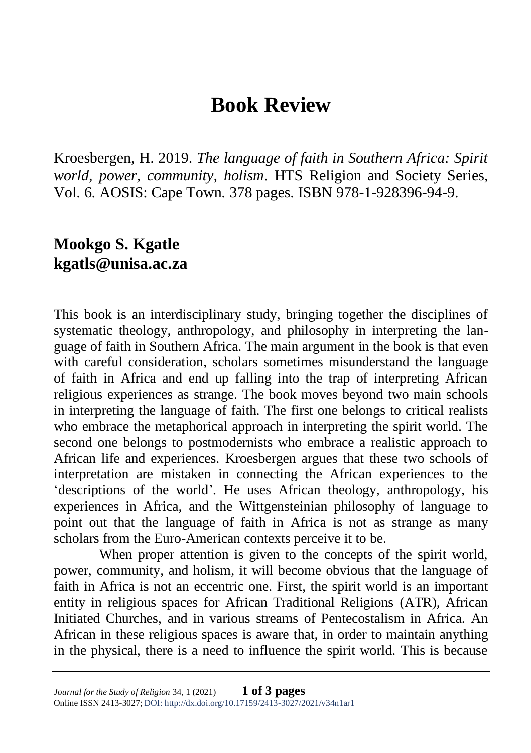# Book Review

Kroesbergen, H. 2019. *The language of faith in Southern Africa: Spirit world, power, community, holism*. HTS Religion and Society Series, Vol. 6. AOSIS: Cape Town. 378 pages. ISBN 978-1-928396-94-9.

## Mookgo S. Kgatle
## kgatls@unisa.ac.za

This book is an interdisciplinary study, bringing together the disciplines of systematic theology, anthropology, and philosophy in interpreting the language of faith in Southern Africa. The main argument in the book is that even with careful consideration, scholars sometimes misunderstand the language of faith in Africa and end up falling into the trap of interpreting African religious experiences as strange. The book moves beyond two main schools in interpreting the language of faith. The first one belongs to critical realists who embrace the metaphorical approach in interpreting the spirit world. The second one belongs to postmodernists who embrace a realistic approach to African life and experiences. Kroesbergen argues that these two schools of interpretation are mistaken in connecting the African experiences to the 'descriptions of the world'. He uses African theology, anthropology, his experiences in Africa, and the Wittgensteinian philosophy of language to point out that the language of faith in Africa is not as strange as many scholars from the Euro-American contexts perceive it to be.

When proper attention is given to the concepts of the spirit world, power, community, and holism, it will become obvious that the language of faith in Africa is not an eccentric one. First, the spirit world is an important entity in religious spaces for African Traditional Religions (ATR), African Initiated Churches, and in various streams of Pentecostalism in Africa. An African in these religious spaces is aware that, in order to maintain anything in the physical, there is a need to influence the spirit world. This is because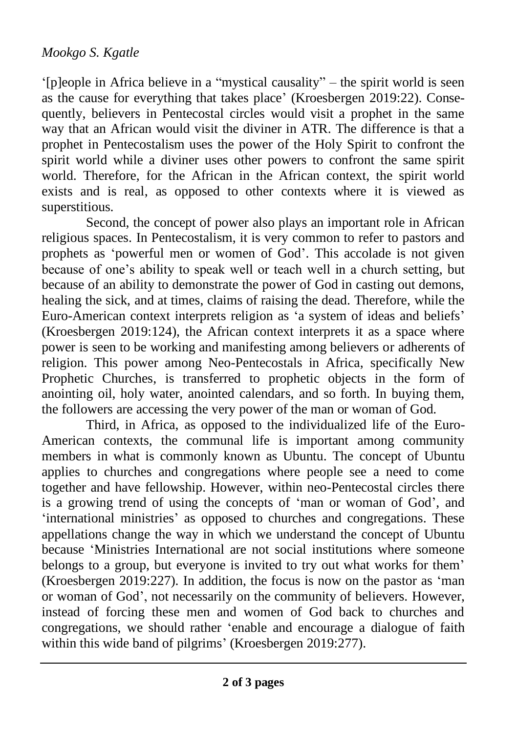'[p]eople in Africa believe in a "mystical causality" – the spirit world is seen as the cause for everything that takes place' (Kroesbergen 2019:22). Consequently, believers in Pentecostal circles would visit a prophet in the same way that an African would visit the diviner in ATR. The difference is that a prophet in Pentecostalism uses the power of the Holy Spirit to confront the spirit world while a diviner uses other powers to confront the same spirit world. Therefore, for the African in the African context, the spirit world exists and is real, as opposed to other contexts where it is viewed as superstitious.

Second, the concept of power also plays an important role in African religious spaces. In Pentecostalism, it is very common to refer to pastors and prophets as 'powerful men or women of God'. This accolade is not given because of one's ability to speak well or teach well in a church setting, but because of an ability to demonstrate the power of God in casting out demons, healing the sick, and at times, claims of raising the dead. Therefore, while the Euro-American context interprets religion as 'a system of ideas and beliefs' (Kroesbergen 2019:124), the African context interprets it as a space where power is seen to be working and manifesting among believers or adherents of religion. This power among Neo-Pentecostals in Africa, specifically New Prophetic Churches, is transferred to prophetic objects in the form of anointing oil, holy water, anointed calendars, and so forth. In buying them, the followers are accessing the very power of the man or woman of God.

Third, in Africa, as opposed to the individualized life of the Euro-American contexts, the communal life is important among community members in what is commonly known as Ubuntu. The concept of Ubuntu applies to churches and congregations where people see a need to come together and have fellowship. However, within neo-Pentecostal circles there is a growing trend of using the concepts of 'man or woman of God', and 'international ministries' as opposed to churches and congregations. These appellations change the way in which we understand the concept of Ubuntu because 'Ministries International are not social institutions where someone belongs to a group, but everyone is invited to try out what works for them' (Kroesbergen 2019:227). In addition, the focus is now on the pastor as 'man or woman of God', not necessarily on the community of believers. However, instead of forcing these men and women of God back to churches and congregations, we should rather 'enable and encourage a dialogue of faith within this wide band of pilgrims' (Kroesbergen 2019:277).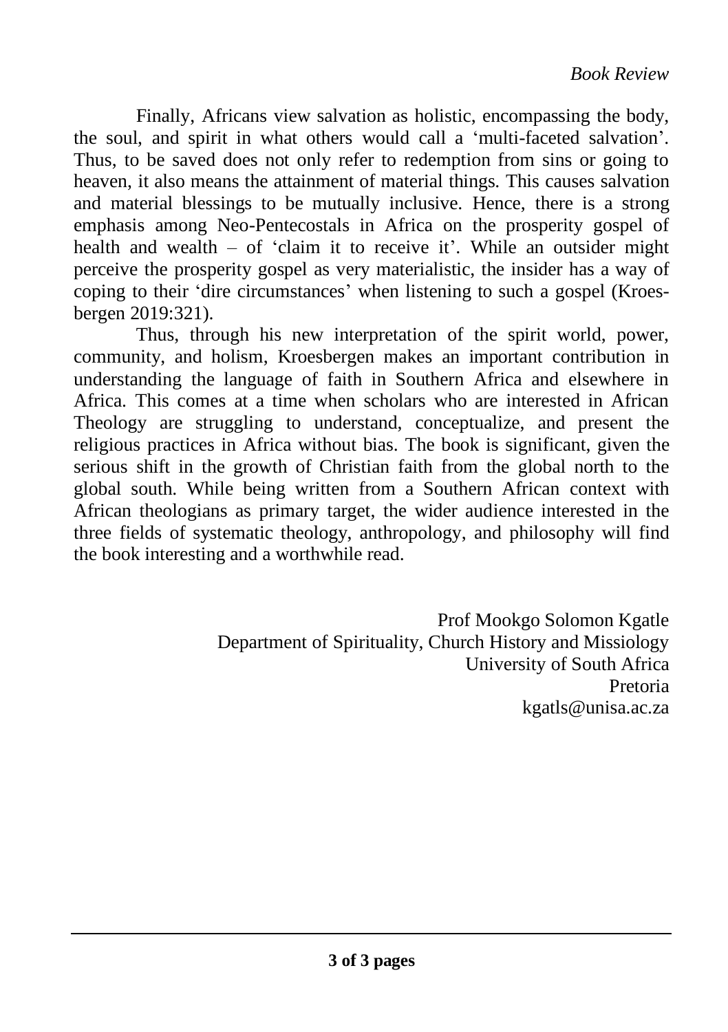Finally, Africans view salvation as holistic, encompassing the body, the soul, and spirit in what others would call a 'multi-faceted salvation'. Thus, to be saved does not only refer to redemption from sins or going to heaven, it also means the attainment of material things. This causes salvation and material blessings to be mutually inclusive. Hence, there is a strong emphasis among Neo-Pentecostals in Africa on the prosperity gospel of health and wealth – of 'claim it to receive it'. While an outsider might perceive the prosperity gospel as very materialistic, the insider has a way of coping to their 'dire circumstances' when listening to such a gospel (Kroesbergen 2019:321).

Thus, through his new interpretation of the spirit world, power, community, and holism, Kroesbergen makes an important contribution in understanding the language of faith in Southern Africa and elsewhere in Africa. This comes at a time when scholars who are interested in African Theology are struggling to understand, conceptualize, and present the religious practices in Africa without bias. The book is significant, given the serious shift in the growth of Christian faith from the global north to the global south. While being written from a Southern African context with African theologians as primary target, the wider audience interested in the three fields of systematic theology, anthropology, and philosophy will find the book interesting and a worthwhile read.

Prof Mookgo Solomon Kgatle
Department of Spirituality, Church History and Missiology
University of South Africa
Pretoria
kgatls@unisa.ac.za